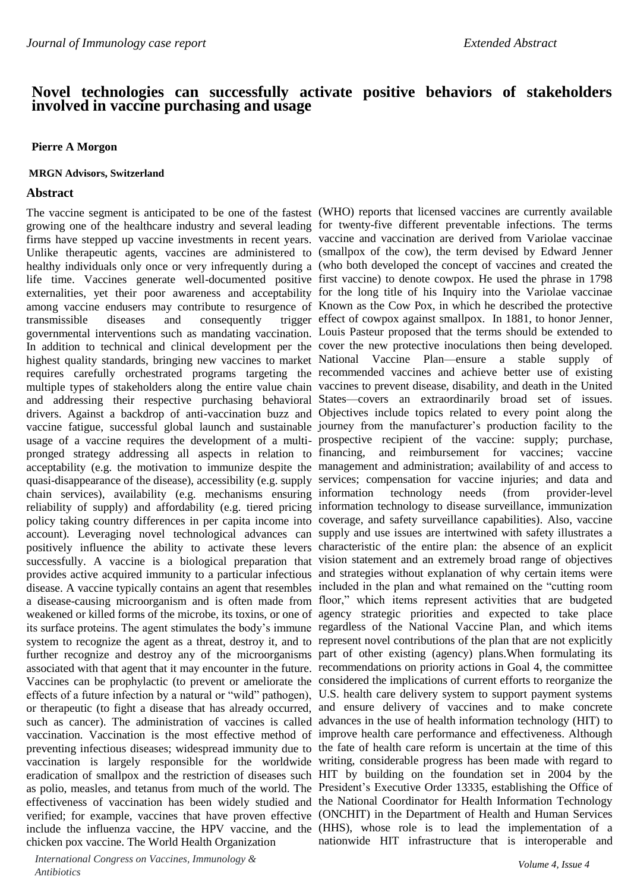# Novel technologies can successfully activate positive behaviors of stakeholders involved in vaccine purchasing and usage

**Pierre A Morgon**

**MRGN Advisors, Switzerland**

## Abstract

The vaccine segment is anticipated to be one of the fastest growing one of the healthcare industry and several leading firms have stepped up vaccine investments in recent years. Unlike therapeutic agents, vaccines are administered to healthy individuals only once or very infrequently during a life time. Vaccines generate well-documented positive externalities, yet their poor awareness and acceptability among vaccine endusers may contribute to resurgence of transmissible diseases and consequently trigger governmental interventions such as mandating vaccination. In addition to technical and clinical development per the highest quality standards, bringing new vaccines to market requires carefully orchestrated programs targeting the multiple types of stakeholders along the entire value chain and addressing their respective purchasing behavioral drivers. Against a backdrop of anti-vaccination buzz and vaccine fatigue, successful global launch and sustainable usage of a vaccine requires the development of a multi-pronged strategy addressing all aspects in relation to acceptability (e.g. the motivation to immunize despite the quasi-disappearance of the disease), accessibility (e.g. supply chain services), availability (e.g. mechanisms ensuring reliability of supply) and affordability (e.g. tiered pricing policy taking country differences in per capita income into account). Leveraging novel technological advances can positively influence the ability to activate these levers successfully. A vaccine is a biological preparation that provides active acquired immunity to a particular infectious disease. A vaccine typically contains an agent that resembles a disease-causing microorganism and is often made from weakened or killed forms of the microbe, its toxins, or one of its surface proteins. The agent stimulates the body's immune system to recognize the agent as a threat, destroy it, and to further recognize and destroy any of the microorganisms associated with that agent that it may encounter in the future. Vaccines can be prophylactic (to prevent or ameliorate the effects of a future infection by a natural or "wild" pathogen), or therapeutic (to fight a disease that has already occurred, such as cancer). The administration of vaccines is called vaccination. Vaccination is the most effective method of preventing infectious diseases; widespread immunity due to vaccination is largely responsible for the worldwide eradication of smallpox and the restriction of diseases such as polio, measles, and tetanus from much of the world. The effectiveness of vaccination has been widely studied and verified; for example, vaccines that have proven effective include the influenza vaccine, the HPV vaccine, and the chicken pox vaccine. The World Health Organization (WHO) reports that licensed vaccines are currently available for twenty-five different preventable infections. The terms vaccine and vaccination are derived from Variolae vaccinae (smallpox of the cow), the term devised by Edward Jenner (who both developed the concept of vaccines and created the first vaccine) to denote cowpox. He used the phrase in 1798 for the long title of his Inquiry into the Variolae vaccinae Known as the Cow Pox, in which he described the protective effect of cowpox against smallpox. In 1881, to honor Jenner, Louis Pasteur proposed that the terms should be extended to cover the new protective inoculations then being developed. National Vaccine Plan—ensure a stable supply of recommended vaccines and achieve better use of existing vaccines to prevent disease, disability, and death in the United States—covers an extraordinarily broad set of issues. Objectives include topics related to every point along the journey from the manufacturer's production facility to the prospective recipient of the vaccine: supply; purchase, financing, and reimbursement for vaccines; vaccine management and administration; availability of and access to services; compensation for vaccine injuries; and data and information technology needs (from provider-level information technology to disease surveillance, immunization coverage, and safety surveillance capabilities). Also, vaccine supply and use issues are intertwined with safety illustrates a characteristic of the entire plan: the absence of an explicit vision statement and an extremely broad range of objectives and strategies without explanation of why certain items were included in the plan and what remained on the "cutting room floor," which items represent activities that are budgeted agency strategic priorities and expected to take place regardless of the National Vaccine Plan, and which items represent novel contributions of the plan that are not explicitly part of other existing (agency) plans.When formulating its recommendations on priority actions in Goal 4, the committee considered the implications of current efforts to reorganize the U.S. health care delivery system to support payment systems and ensure delivery of vaccines and to make concrete advances in the use of health information technology (HIT) to improve health care performance and effectiveness. Although the fate of health care reform is uncertain at the time of this writing, considerable progress has been made with regard to HIT by building on the foundation set in 2004 by the President's Executive Order 13335, establishing the Office of the National Coordinator for Health Information Technology (ONCHIT) in the Department of Health and Human Services (HHS), whose role is to lead the implementation of a nationwide HIT infrastructure that is interoperable and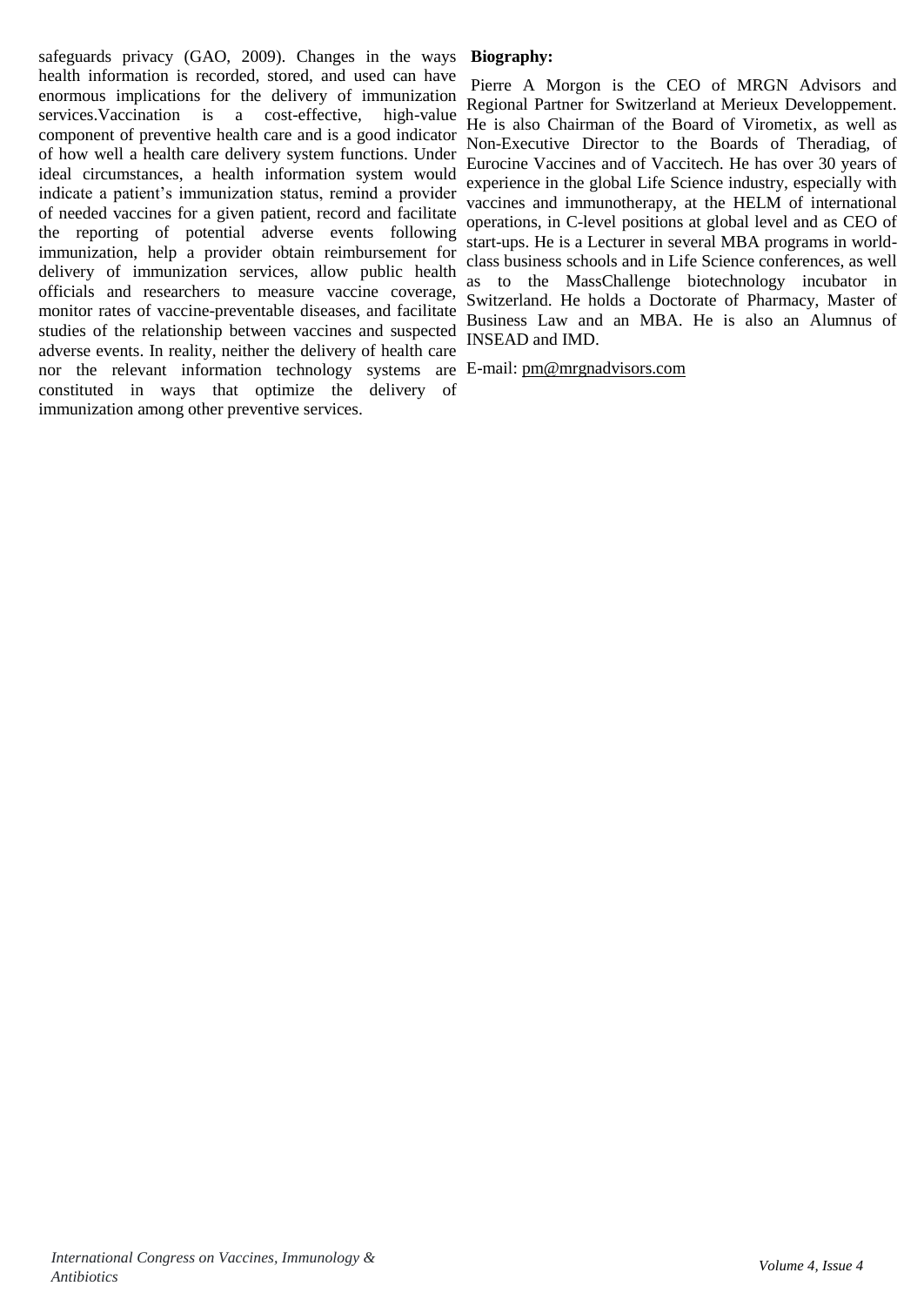safeguards privacy (GAO, 2009). Changes in the ways health information is recorded, stored, and used can have enormous implications for the delivery of immunization services.Vaccination is a cost-effective, high-value component of preventive health care and is a good indicator of how well a health care delivery system functions. Under ideal circumstances, a health information system would indicate a patient's immunization status, remind a provider of needed vaccines for a given patient, record and facilitate the reporting of potential adverse events following immunization, help a provider obtain reimbursement for delivery of immunization services, allow public health officials and researchers to measure vaccine coverage, monitor rates of vaccine-preventable diseases, and facilitate studies of the relationship between vaccines and suspected adverse events. In reality, neither the delivery of health care nor the relevant information technology systems are constituted in ways that optimize the delivery of immunization among other preventive services.

**Biography:**

Pierre A Morgon is the CEO of MRGN Advisors and Regional Partner for Switzerland at Merieux Developpement. He is also Chairman of the Board of Virometix, as well as Non-Executive Director to the Boards of Theradiag, of Eurocine Vaccines and of Vaccitech. He has over 30 years of experience in the global Life Science industry, especially with vaccines and immunotherapy, at the HELM of international operations, in C-level positions at global level and as CEO of start-ups. He is a Lecturer in several MBA programs in world-class business schools and in Life Science conferences, as well as to the MassChallenge biotechnology incubator in Switzerland. He holds a Doctorate of Pharmacy, Master of Business Law and an MBA. He is also an Alumnus of INSEAD and IMD.

E-mail: pm@mrgnadvisors.com